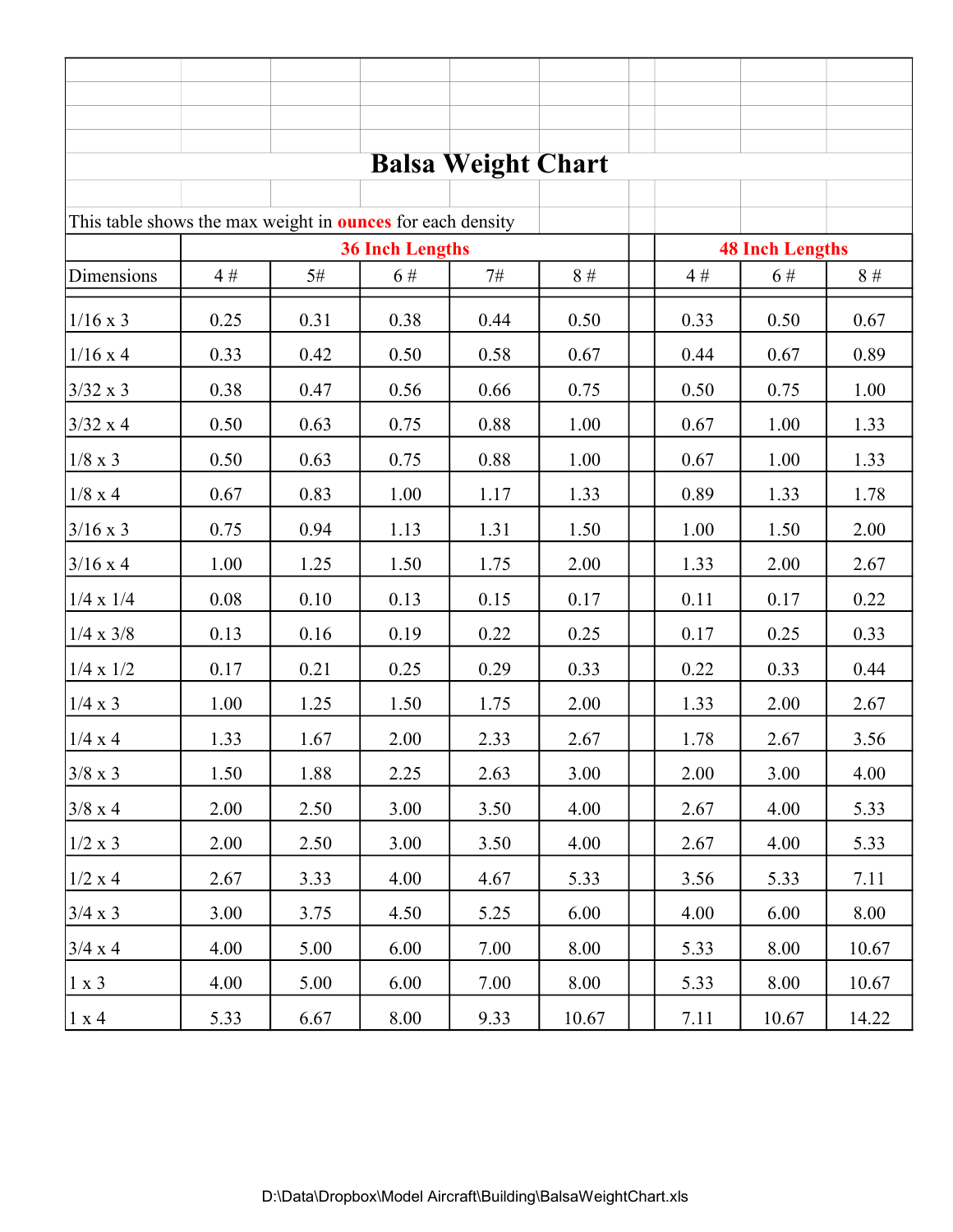# Balsa Weight Chart

This table shows the max weight in **ounces** for each density

| | 36 Inch Lengths | | | | | 48 Inch Lengths | | |
|---|---|---|---|---|---|---|---|---|
| Dimensions | 4 # | 5# | 6 # | 7# | 8 # | 4 # | 6 # | 8 # |
| 1/16 x 3 | 0.25 | 0.31 | 0.38 | 0.44 | 0.50 | 0.33 | 0.50 | 0.67 |
| 1/16 x 4 | 0.33 | 0.42 | 0.50 | 0.58 | 0.67 | 0.44 | 0.67 | 0.89 |
| 3/32 x 3 | 0.38 | 0.47 | 0.56 | 0.66 | 0.75 | 0.50 | 0.75 | 1.00 |
| 3/32 x 4 | 0.50 | 0.63 | 0.75 | 0.88 | 1.00 | 0.67 | 1.00 | 1.33 |
| 1/8 x 3 | 0.50 | 0.63 | 0.75 | 0.88 | 1.00 | 0.67 | 1.00 | 1.33 |
| 1/8 x 4 | 0.67 | 0.83 | 1.00 | 1.17 | 1.33 | 0.89 | 1.33 | 1.78 |
| 3/16 x 3 | 0.75 | 0.94 | 1.13 | 1.31 | 1.50 | 1.00 | 1.50 | 2.00 |
| 3/16 x 4 | 1.00 | 1.25 | 1.50 | 1.75 | 2.00 | 1.33 | 2.00 | 2.67 |
| 1/4 x 1/4 | 0.08 | 0.10 | 0.13 | 0.15 | 0.17 | 0.11 | 0.17 | 0.22 |
| 1/4 x 3/8 | 0.13 | 0.16 | 0.19 | 0.22 | 0.25 | 0.17 | 0.25 | 0.33 |
| 1/4 x 1/2 | 0.17 | 0.21 | 0.25 | 0.29 | 0.33 | 0.22 | 0.33 | 0.44 |
| 1/4 x 3 | 1.00 | 1.25 | 1.50 | 1.75 | 2.00 | 1.33 | 2.00 | 2.67 |
| 1/4 x 4 | 1.33 | 1.67 | 2.00 | 2.33 | 2.67 | 1.78 | 2.67 | 3.56 |
| 3/8 x 3 | 1.50 | 1.88 | 2.25 | 2.63 | 3.00 | 2.00 | 3.00 | 4.00 |
| 3/8 x 4 | 2.00 | 2.50 | 3.00 | 3.50 | 4.00 | 2.67 | 4.00 | 5.33 |
| 1/2 x 3 | 2.00 | 2.50 | 3.00 | 3.50 | 4.00 | 2.67 | 4.00 | 5.33 |
| 1/2 x 4 | 2.67 | 3.33 | 4.00 | 4.67 | 5.33 | 3.56 | 5.33 | 7.11 |
| 3/4 x 3 | 3.00 | 3.75 | 4.50 | 5.25 | 6.00 | 4.00 | 6.00 | 8.00 |
| 3/4 x 4 | 4.00 | 5.00 | 6.00 | 7.00 | 8.00 | 5.33 | 8.00 | 10.67 |
| 1 x 3 | 4.00 | 5.00 | 6.00 | 7.00 | 8.00 | 5.33 | 8.00 | 10.67 |
| 1 x 4 | 5.33 | 6.67 | 8.00 | 9.33 | 10.67 | 7.11 | 10.67 | 14.22 |

D:\Data\Dropbox\Model Aircraft\Building\BalsaWeightChart.xls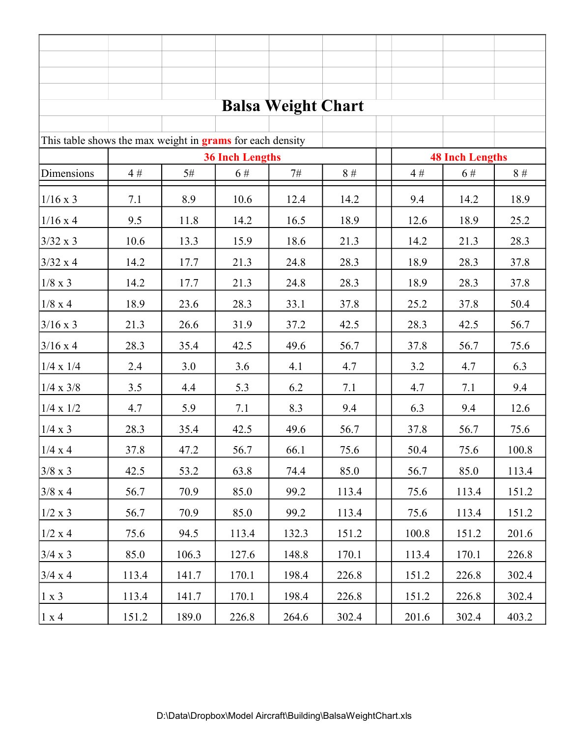# Balsa Weight Chart

This table shows the max weight in **grams** for each density

| | 36 Inch Lengths | | | | | | 48 Inch Lengths | | |
|---|---|---|---|---|---|---|---|---|---|
| Dimensions | 4 # | 5# | 6 # | 7# | 8 # | | 4 # | 6 # | 8 # |
| 1/16 x 3 | 7.1 | 8.9 | 10.6 | 12.4 | 14.2 | | 9.4 | 14.2 | 18.9 |
| 1/16 x 4 | 9.5 | 11.8 | 14.2 | 16.5 | 18.9 | | 12.6 | 18.9 | 25.2 |
| 3/32 x 3 | 10.6 | 13.3 | 15.9 | 18.6 | 21.3 | | 14.2 | 21.3 | 28.3 |
| 3/32 x 4 | 14.2 | 17.7 | 21.3 | 24.8 | 28.3 | | 18.9 | 28.3 | 37.8 |
| 1/8 x 3 | 14.2 | 17.7 | 21.3 | 24.8 | 28.3 | | 18.9 | 28.3 | 37.8 |
| 1/8 x 4 | 18.9 | 23.6 | 28.3 | 33.1 | 37.8 | | 25.2 | 37.8 | 50.4 |
| 3/16 x 3 | 21.3 | 26.6 | 31.9 | 37.2 | 42.5 | | 28.3 | 42.5 | 56.7 |
| 3/16 x 4 | 28.3 | 35.4 | 42.5 | 49.6 | 56.7 | | 37.8 | 56.7 | 75.6 |
| 1/4 x 1/4 | 2.4 | 3.0 | 3.6 | 4.1 | 4.7 | | 3.2 | 4.7 | 6.3 |
| 1/4 x 3/8 | 3.5 | 4.4 | 5.3 | 6.2 | 7.1 | | 4.7 | 7.1 | 9.4 |
| 1/4 x 1/2 | 4.7 | 5.9 | 7.1 | 8.3 | 9.4 | | 6.3 | 9.4 | 12.6 |
| 1/4 x 3 | 28.3 | 35.4 | 42.5 | 49.6 | 56.7 | | 37.8 | 56.7 | 75.6 |
| 1/4 x 4 | 37.8 | 47.2 | 56.7 | 66.1 | 75.6 | | 50.4 | 75.6 | 100.8 |
| 3/8 x 3 | 42.5 | 53.2 | 63.8 | 74.4 | 85.0 | | 56.7 | 85.0 | 113.4 |
| 3/8 x 4 | 56.7 | 70.9 | 85.0 | 99.2 | 113.4 | | 75.6 | 113.4 | 151.2 |
| 1/2 x 3 | 56.7 | 70.9 | 85.0 | 99.2 | 113.4 | | 75.6 | 113.4 | 151.2 |
| 1/2 x 4 | 75.6 | 94.5 | 113.4 | 132.3 | 151.2 | | 100.8 | 151.2 | 201.6 |
| 3/4 x 3 | 85.0 | 106.3 | 127.6 | 148.8 | 170.1 | | 113.4 | 170.1 | 226.8 |
| 3/4 x 4 | 113.4 | 141.7 | 170.1 | 198.4 | 226.8 | | 151.2 | 226.8 | 302.4 |
| 1 x 3 | 113.4 | 141.7 | 170.1 | 198.4 | 226.8 | | 151.2 | 226.8 | 302.4 |
| 1 x 4 | 151.2 | 189.0 | 226.8 | 264.6 | 302.4 | | 201.6 | 302.4 | 403.2 |